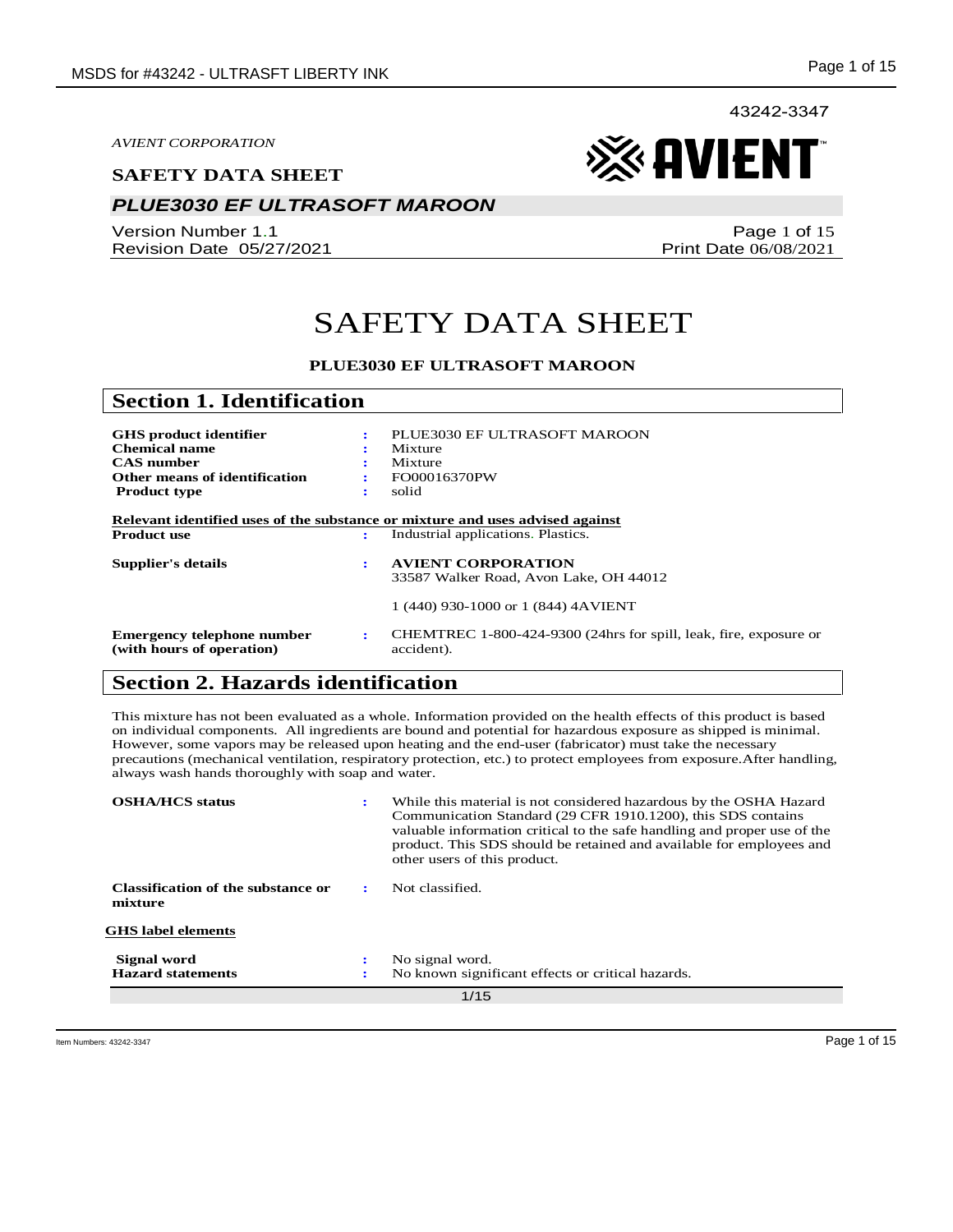43242-3347

*AVIENT CORPORATION*

**SAFETY DATA SHEET**

***PLUE3030 EF ULTRASOFT MAROON***

Version Number 1.1
Revision Date 05/27/2021

Print Date 06/08/2021

# SAFETY DATA SHEET

**PLUE3030 EF ULTRASOFT MAROON**

## Section 1. Identification

| | | |
|---|---|---|
| **GHS product identifier** | : | PLUE3030 EF ULTRASOFT MAROON |
| **Chemical name** | : | Mixture |
| **CAS number** | : | Mixture |
| **Other means of identification** | : | FO00016370PW |
| **Product type** | : | solid |

**Relevant identified uses of the substance or mixture and uses advised against**

| | | |
|---|---|---|
| **Product use** | : | Industrial applications. Plastics. |
| **Supplier's details** | : | **AVIENT CORPORATION**<br>33587 Walker Road, Avon Lake, OH 44012<br><br>1 (440) 930-1000 or 1 (844) 4AVIENT |
| **Emergency telephone number (with hours of operation)** | : | CHEMTREC 1-800-424-9300 (24hrs for spill, leak, fire, exposure or accident). |

## Section 2. Hazards identification

This mixture has not been evaluated as a whole. Information provided on the health effects of this product is based on individual components. All ingredients are bound and potential for hazardous exposure as shipped is minimal. However, some vapors may be released upon heating and the end-user (fabricator) must take the necessary precautions (mechanical ventilation, respiratory protection, etc.) to protect employees from exposure.After handling, always wash hands thoroughly with soap and water.

| | | |
|---|---|---|
| **OSHA/HCS status** | : | While this material is not considered hazardous by the OSHA Hazard Communication Standard (29 CFR 1910.1200), this SDS contains valuable information critical to the safe handling and proper use of the product. This SDS should be retained and available for employees and other users of this product. |
| **Classification of the substance or mixture** | : | Not classified. |

**GHS label elements**

| | | |
|---|---|---|
| **Signal word** | : | No signal word. |
| **Hazard statements** | : | No known significant effects or critical hazards. |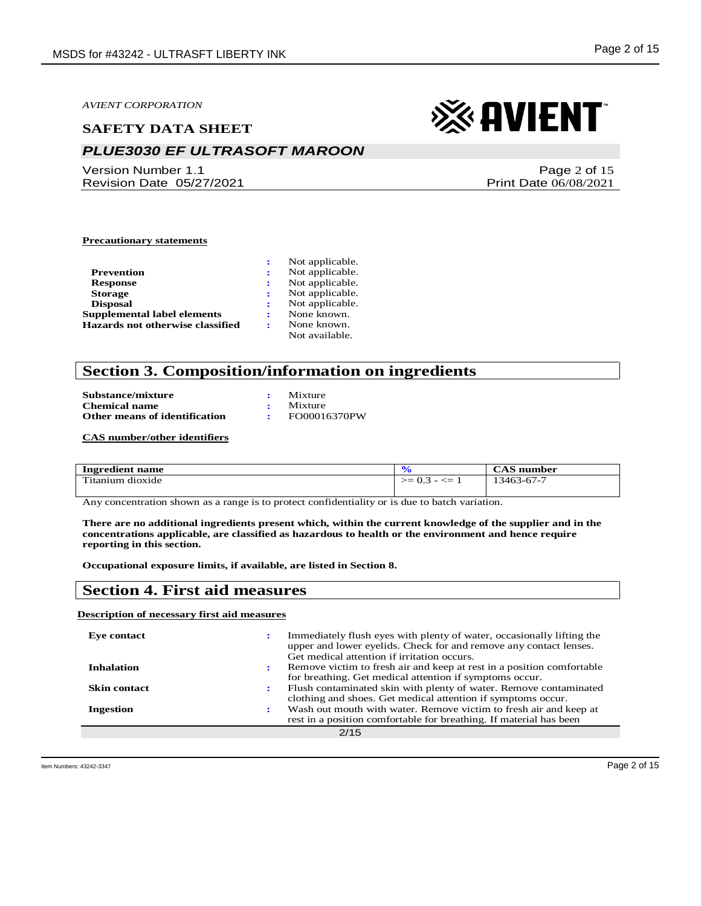AVIENT CORPORATION

**SAFETY DATA SHEET**

## *PLUE3030 EF ULTRASOFT MAROON*

Version Number 1.1
Revision Date 05/27/2021

**Precautionary statements**

| | | |
|---|---|---|
| | : | Not applicable. |
| **Prevention** | : | Not applicable. |
| **Response** | : | Not applicable. |
| **Storage** | : | Not applicable. |
| **Disposal** | : | Not applicable. |
| **Supplemental label elements** | : | None known. |
| **Hazards not otherwise classified** | : | None known. |
| | | Not available. |

# Section 3. Composition/information on ingredients

| | | |
|---|---|---|
| **Substance/mixture** | : | Mixture |
| **Chemical name** | : | Mixture |
| **Other means of identification** | : | FO00016370PW |

**CAS number/other identifiers**

| Ingredient name | % | CAS number |
|---|---|---|
| Titanium dioxide | >= 0.3 - <= 1 | 13463-67-7 |

Any concentration shown as a range is to protect confidentiality or is due to batch variation.

**There are no additional ingredients present which, within the current knowledge of the supplier and in the concentrations applicable, are classified as hazardous to health or the environment and hence require reporting in this section.**

**Occupational exposure limits, if available, are listed in Section 8.**

# Section 4. First aid measures

**Description of necessary first aid measures**

| | | |
|---|---|---|
| **Eye contact** | : | Immediately flush eyes with plenty of water, occasionally lifting the upper and lower eyelids. Check for and remove any contact lenses. Get medical attention if irritation occurs. |
| **Inhalation** | : | Remove victim to fresh air and keep at rest in a position comfortable for breathing. Get medical attention if symptoms occur. |
| **Skin contact** | : | Flush contaminated skin with plenty of water. Remove contaminated clothing and shoes. Get medical attention if symptoms occur. |
| **Ingestion** | : | Wash out mouth with water. Remove victim to fresh air and keep at rest in a position comfortable for breathing. If material has been |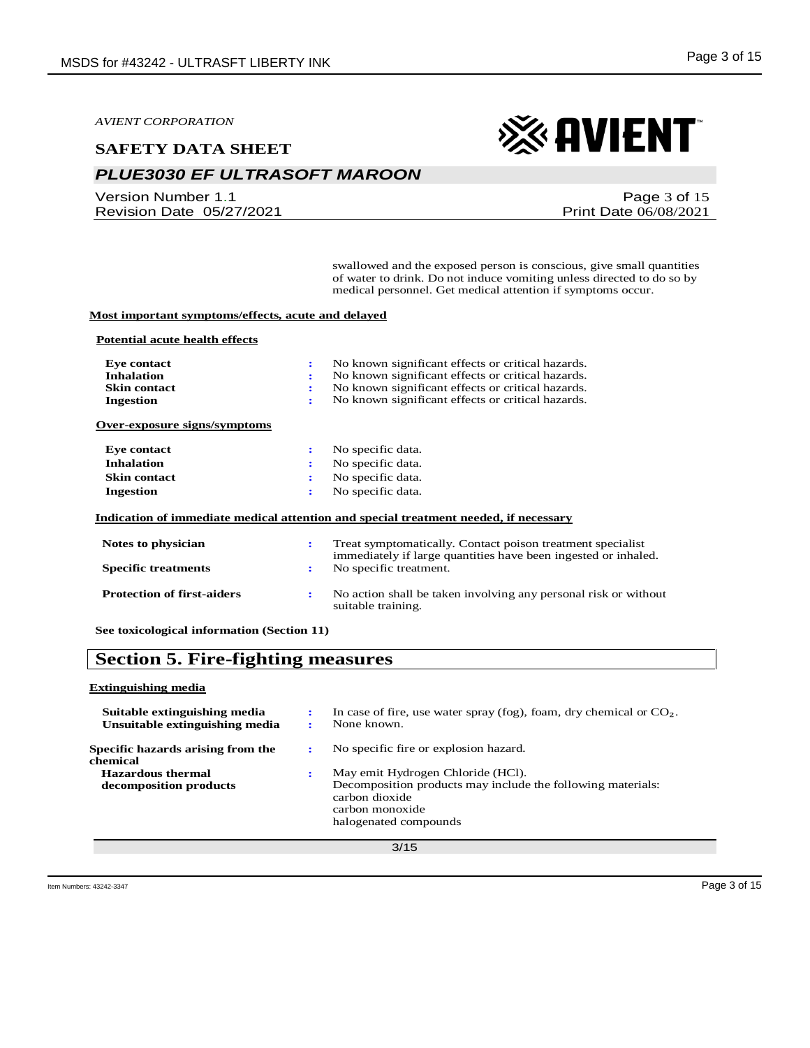swallowed and the exposed person is conscious, give small quantities of water to drink. Do not induce vomiting unless directed to do so by medical personnel. Get medical attention if symptoms occur.

**Most important symptoms/effects, acute and delayed**

**Potential acute health effects**

| | | |
|---|---|---|
| **Eye contact** | : | No known significant effects or critical hazards. |
| **Inhalation** | : | No known significant effects or critical hazards. |
| **Skin contact** | : | No known significant effects or critical hazards. |
| **Ingestion** | : | No known significant effects or critical hazards. |

**Over-exposure signs/symptoms**

| | | |
|---|---|---|
| **Eye contact** | : | No specific data. |
| **Inhalation** | : | No specific data. |
| **Skin contact** | : | No specific data. |
| **Ingestion** | : | No specific data. |

**Indication of immediate medical attention and special treatment needed, if necessary**

| | | |
|---|---|---|
| **Notes to physician** | : | Treat symptomatically. Contact poison treatment specialist immediately if large quantities have been ingested or inhaled. |
| **Specific treatments** | : | No specific treatment. |
| **Protection of first-aiders** | : | No action shall be taken involving any personal risk or without suitable training. |

**See toxicological information (Section 11)**

## Section 5. Fire-fighting measures

**Extinguishing media**

| | | |
|---|---|---|
| **Suitable extinguishing media** | : | In case of fire, use water spray (fog), foam, dry chemical or $CO_2$. |
| **Unsuitable extinguishing media** | : | None known. |
| **Specific hazards arising from the chemical** | : | No specific fire or explosion hazard. |
| **Hazardous thermal decomposition products** | : | May emit Hydrogen Chloride (HCl).<br>Decomposition products may include the following materials:<br>carbon dioxide<br>carbon monoxide<br>halogenated compounds |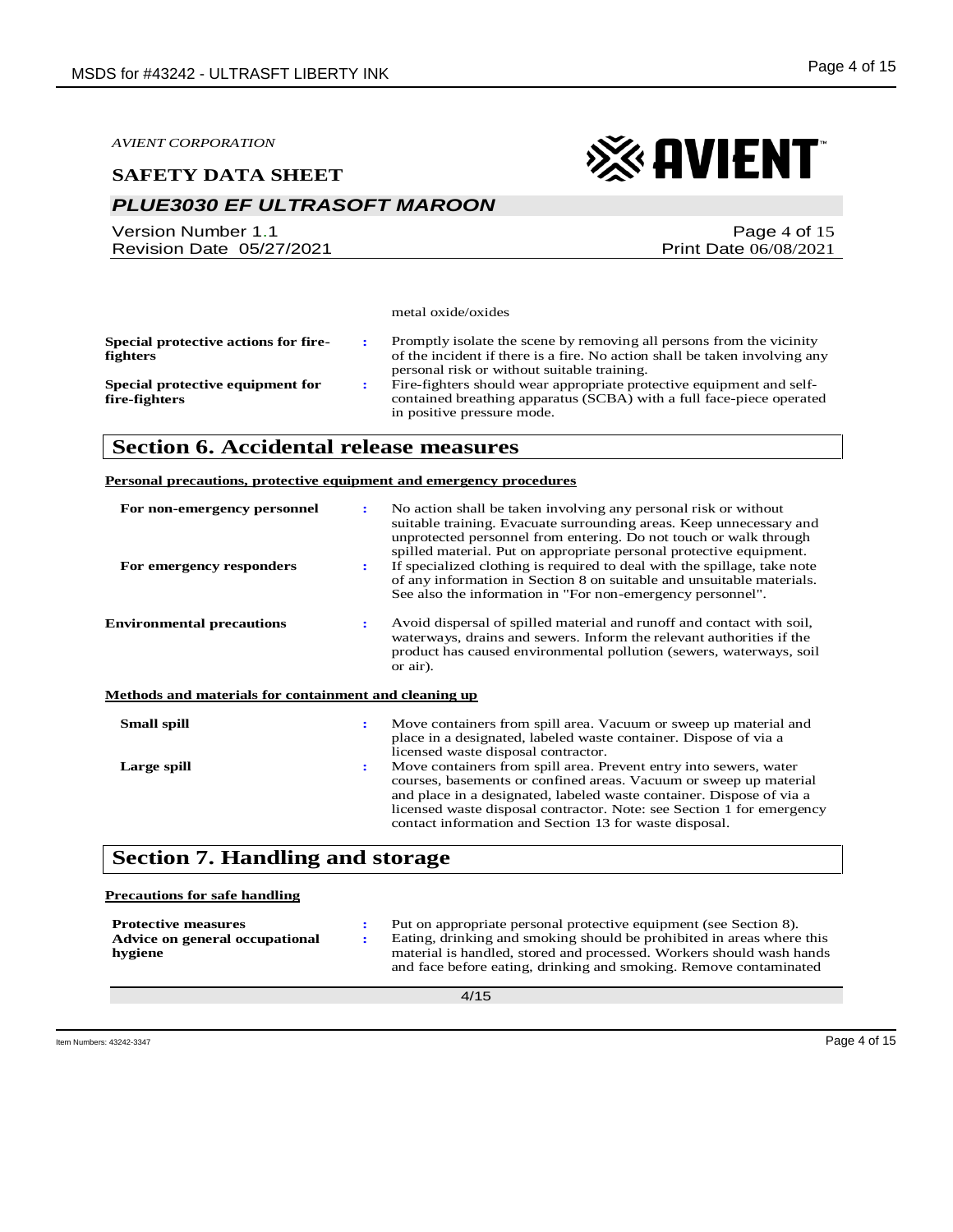metal oxide/oxides

| | | |
|---|---|---|
| **Special protective actions for fire-fighters** | : | Promptly isolate the scene by removing all persons from the vicinity of the incident if there is a fire. No action shall be taken involving any personal risk or without suitable training. |
| **Special protective equipment for fire-fighters** | : | Fire-fighters should wear appropriate protective equipment and self-contained breathing apparatus (SCBA) with a full face-piece operated in positive pressure mode. |

## Section 6. Accidental release measures

**Personal precautions, protective equipment and emergency procedures**

| | | |
|---|---|---|
| **For non-emergency personnel** | : | No action shall be taken involving any personal risk or without suitable training. Evacuate surrounding areas. Keep unnecessary and unprotected personnel from entering. Do not touch or walk through spilled material. Put on appropriate personal protective equipment. |
| **For emergency responders** | : | If specialized clothing is required to deal with the spillage, take note of any information in Section 8 on suitable and unsuitable materials. See also the information in "For non-emergency personnel". |
| **Environmental precautions** | : | Avoid dispersal of spilled material and runoff and contact with soil, waterways, drains and sewers. Inform the relevant authorities if the product has caused environmental pollution (sewers, waterways, soil or air). |

**Methods and materials for containment and cleaning up**

| | | |
|---|---|---|
| **Small spill** | : | Move containers from spill area. Vacuum or sweep up material and place in a designated, labeled waste container. Dispose of via a licensed waste disposal contractor. |
| **Large spill** | : | Move containers from spill area. Prevent entry into sewers, water courses, basements or confined areas. Vacuum or sweep up material and place in a designated, labeled waste container. Dispose of via a licensed waste disposal contractor. Note: see Section 1 for emergency contact information and Section 13 for waste disposal. |

## Section 7. Handling and storage

**Precautions for safe handling**

| | | |
|---|---|---|
| **Protective measures** | : | Put on appropriate personal protective equipment (see Section 8). |
| **Advice on general occupational hygiene** | : | Eating, drinking and smoking should be prohibited in areas where this material is handled, stored and processed. Workers should wash hands and face before eating, drinking and smoking. Remove contaminated |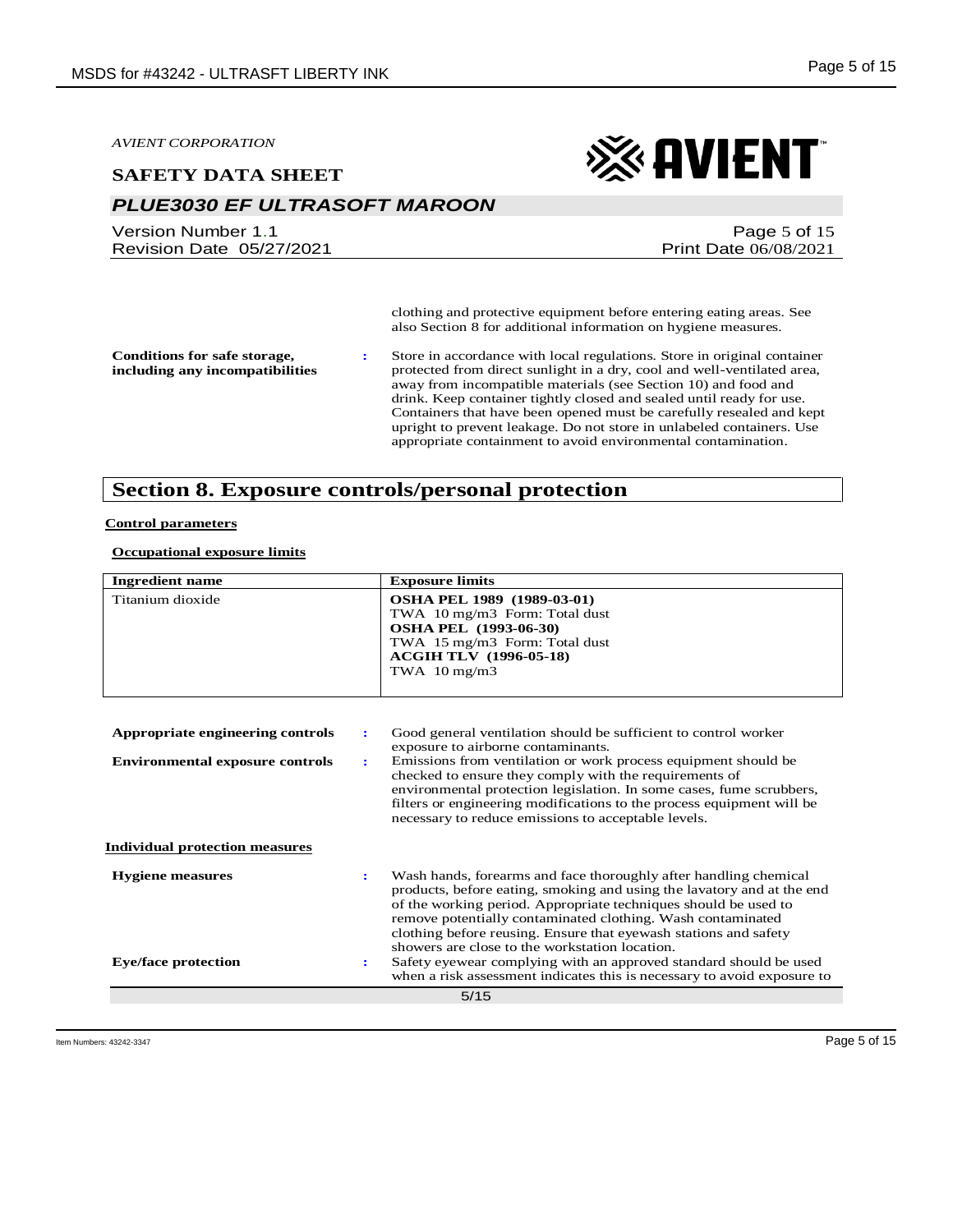clothing and protective equipment before entering eating areas. See also Section 8 for additional information on hygiene measures.

**Conditions for safe storage, including any incompatibilities** : Store in accordance with local regulations. Store in original container protected from direct sunlight in a dry, cool and well-ventilated area, away from incompatible materials (see Section 10) and food and drink. Keep container tightly closed and sealed until ready for use. Containers that have been opened must be carefully resealed and kept upright to prevent leakage. Do not store in unlabeled containers. Use appropriate containment to avoid environmental contamination.

## Section 8. Exposure controls/personal protection

**Control parameters**

**Occupational exposure limits**

| Ingredient name | Exposure limits |
|---|---|
| Titanium dioxide | **OSHA PEL 1989 (1989-03-01)**<br>TWA 10 mg/m3 Form: Total dust<br>**OSHA PEL (1993-06-30)**<br>TWA 15 mg/m3 Form: Total dust<br>**ACGIH TLV (1996-05-18)**<br>TWA 10 mg/m3 |

**Appropriate engineering controls** : Good general ventilation should be sufficient to control worker exposure to airborne contaminants.

**Environmental exposure controls** : Emissions from ventilation or work process equipment should be checked to ensure they comply with the requirements of environmental protection legislation. In some cases, fume scrubbers, filters or engineering modifications to the process equipment will be necessary to reduce emissions to acceptable levels.

**Individual protection measures**

**Hygiene measures** : Wash hands, forearms and face thoroughly after handling chemical products, before eating, smoking and using the lavatory and at the end of the working period. Appropriate techniques should be used to remove potentially contaminated clothing. Wash contaminated clothing before reusing. Ensure that eyewash stations and safety showers are close to the workstation location.

**Eye/face protection** : Safety eyewear complying with an approved standard should be used when a risk assessment indicates this is necessary to avoid exposure to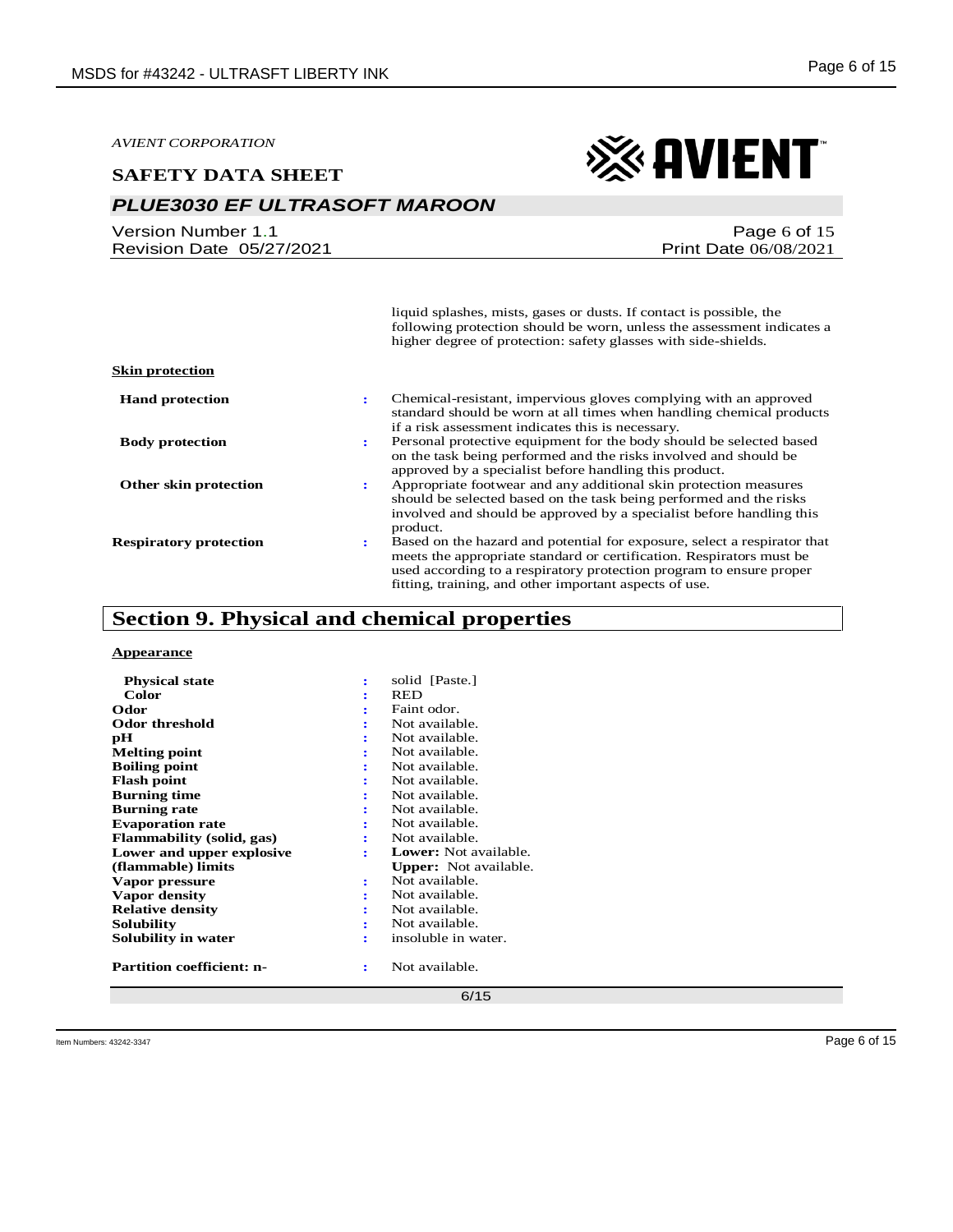liquid splashes, mists, gases or dusts. If contact is possible, the following protection should be worn, unless the assessment indicates a higher degree of protection: safety glasses with side-shields.

**Skin protection**

| | | |
|---|---|---|
| **Hand protection** | : | Chemical-resistant, impervious gloves complying with an approved standard should be worn at all times when handling chemical products if a risk assessment indicates this is necessary. |
| **Body protection** | : | Personal protective equipment for the body should be selected based on the task being performed and the risks involved and should be approved by a specialist before handling this product. |
| **Other skin protection** | : | Appropriate footwear and any additional skin protection measures should be selected based on the task being performed and the risks involved and should be approved by a specialist before handling this product. |
| **Respiratory protection** | : | Based on the hazard and potential for exposure, select a respirator that meets the appropriate standard or certification. Respirators must be used according to a respiratory protection program to ensure proper fitting, training, and other important aspects of use. |

## Section 9. Physical and chemical properties

**Appearance**

| | | |
|---|---|---|
| **Physical state** | : | solid [Paste.] |
| **Color** | : | RED |
| **Odor** | : | Faint odor. |
| **Odor threshold** | : | Not available. |
| **pH** | : | Not available. |
| **Melting point** | : | Not available. |
| **Boiling point** | : | Not available. |
| **Flash point** | : | Not available. |
| **Burning time** | : | Not available. |
| **Burning rate** | : | Not available. |
| **Evaporation rate** | : | Not available. |
| **Flammability (solid, gas)** | : | Not available. |
| **Lower and upper explosive (flammable) limits** | : | **Lower:** Not available. **Upper:** Not available. |
| **Vapor pressure** | : | Not available. |
| **Vapor density** | : | Not available. |
| **Relative density** | : | Not available. |
| **Solubility** | : | Not available. |
| **Solubility in water** | : | insoluble in water. |
| **Partition coefficient: n-** | : | Not available. |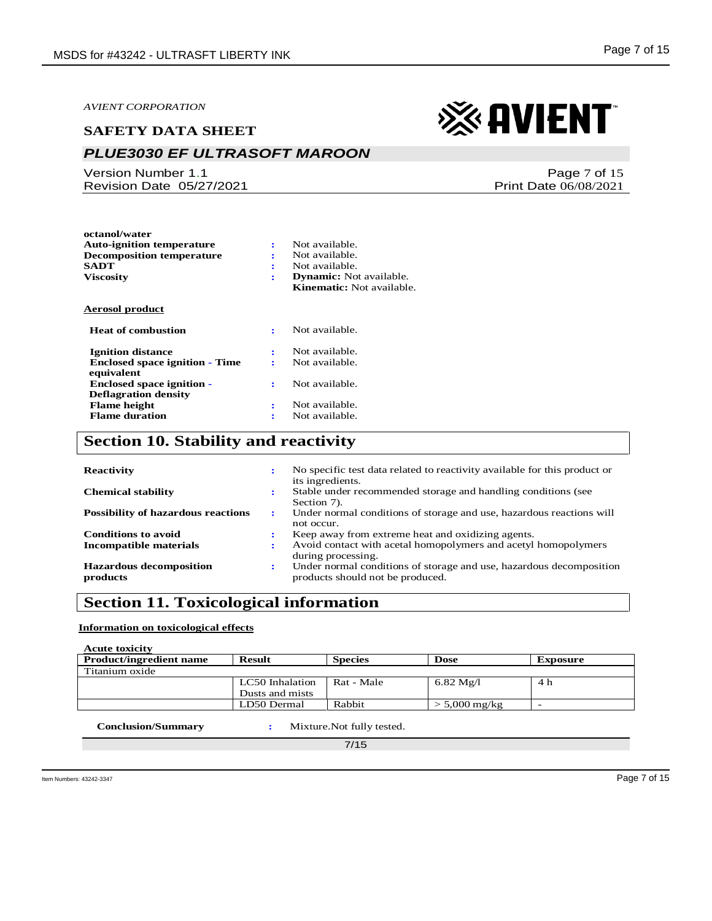AVIENT CORPORATION

**SAFETY DATA SHEET**

## PLUE3030 EF ULTRASOFT MAROON

Version Number 1.1
Revision Date 05/27/2021

Page 7 of 15
Print Date 06/08/2021

**octanol/water**

**Auto-ignition temperature** : Not available.
**Decomposition temperature** : Not available.
**SADT** : Not available.
**Viscosity** : **Dynamic:** Not available.
**Kinematic:** Not available.

**Aerosol product**

**Heat of combustion** : Not available.

**Ignition distance** : Not available.
**Enclosed space ignition - Time equivalent** : Not available.
**Enclosed space ignition - Deflagration density** : Not available.
**Flame height** : Not available.
**Flame duration** : Not available.

## Section 10. Stability and reactivity

**Reactivity** : No specific test data related to reactivity available for this product or its ingredients.
**Chemical stability** : Stable under recommended storage and handling conditions (see Section 7).
**Possibility of hazardous reactions** : Under normal conditions of storage and use, hazardous reactions will not occur.
**Conditions to avoid** : Keep away from extreme heat and oxidizing agents.
**Incompatible materials** : Avoid contact with acetal homopolymers and acetyl homopolymers during processing.
**Hazardous decomposition products** : Under normal conditions of storage and use, hazardous decomposition products should not be produced.

## Section 11. Toxicological information

**Information on toxicological effects**

**Acute toxicity**

| Product/ingredient name | Result | Species | Dose | Exposure |
|---|---|---|---|---|
| Titanium oxide | | | | |
| | LC50 Inhalation Dusts and mists | Rat - Male | 6.82 Mg/l | 4 h |
| | LD50 Dermal | Rabbit | > 5,000 mg/kg | - |

**Conclusion/Summary** : Mixture.Not fully tested.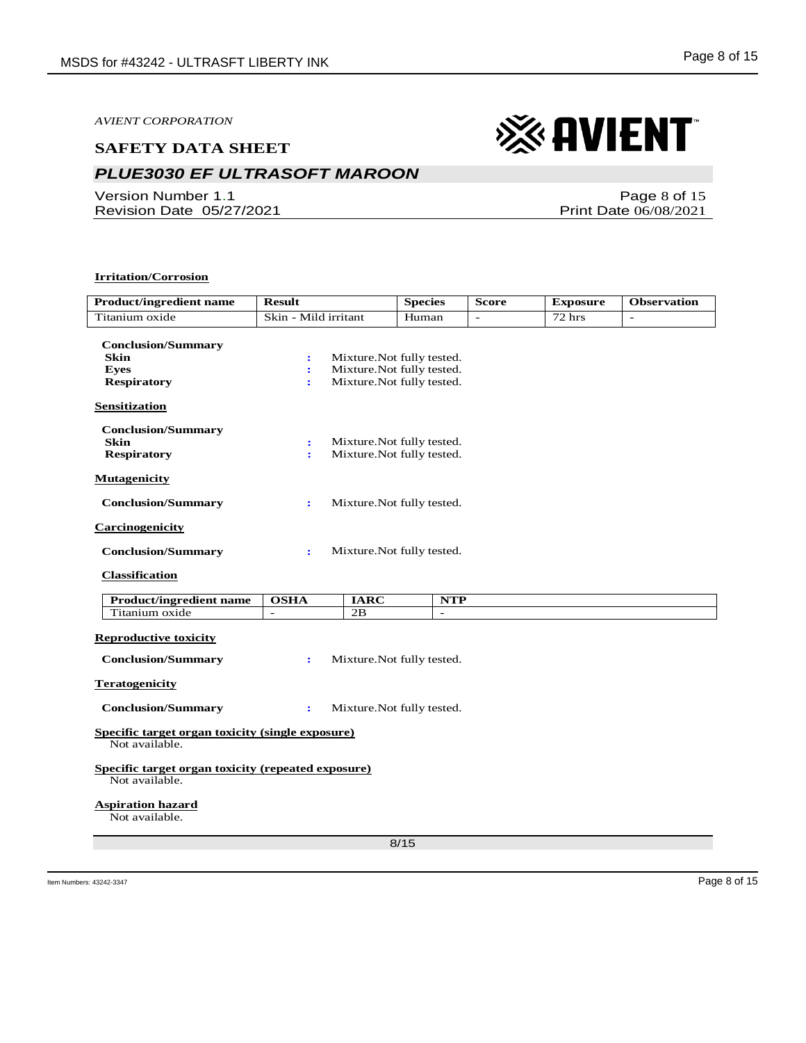AVIENT CORPORATION

**SAFETY DATA SHEET**

## PLUE3030 EF ULTRASOFT MAROON

Version Number 1.1
Revision Date 05/27/2021

Print Date 06/08/2021

**Irritation/Corrosion**

| Product/ingredient name | Result | Species | Score | Exposure | Observation |
|---|---|---|---|---|---|
| Titanium oxide | Skin - Mild irritant | Human | - | 72 hrs | - |

**Conclusion/Summary**

**Skin** : Mixture.Not fully tested.
**Eyes** : Mixture.Not fully tested.
**Respiratory** : Mixture.Not fully tested.

**Sensitization**

**Conclusion/Summary**

**Skin** : Mixture.Not fully tested.
**Respiratory** : Mixture.Not fully tested.

**Mutagenicity**

**Conclusion/Summary** : Mixture.Not fully tested.

**Carcinogenicity**

**Conclusion/Summary** : Mixture.Not fully tested.

**Classification**

| Product/ingredient name | OSHA | IARC | NTP |
|---|---|---|---|
| Titanium oxide | - | 2B | - |

**Reproductive toxicity**

**Conclusion/Summary** : Mixture.Not fully tested.

**Teratogenicity**

**Conclusion/Summary** : Mixture.Not fully tested.

**Specific target organ toxicity (single exposure)**
Not available.

**Specific target organ toxicity (repeated exposure)**
Not available.

**Aspiration hazard**
Not available.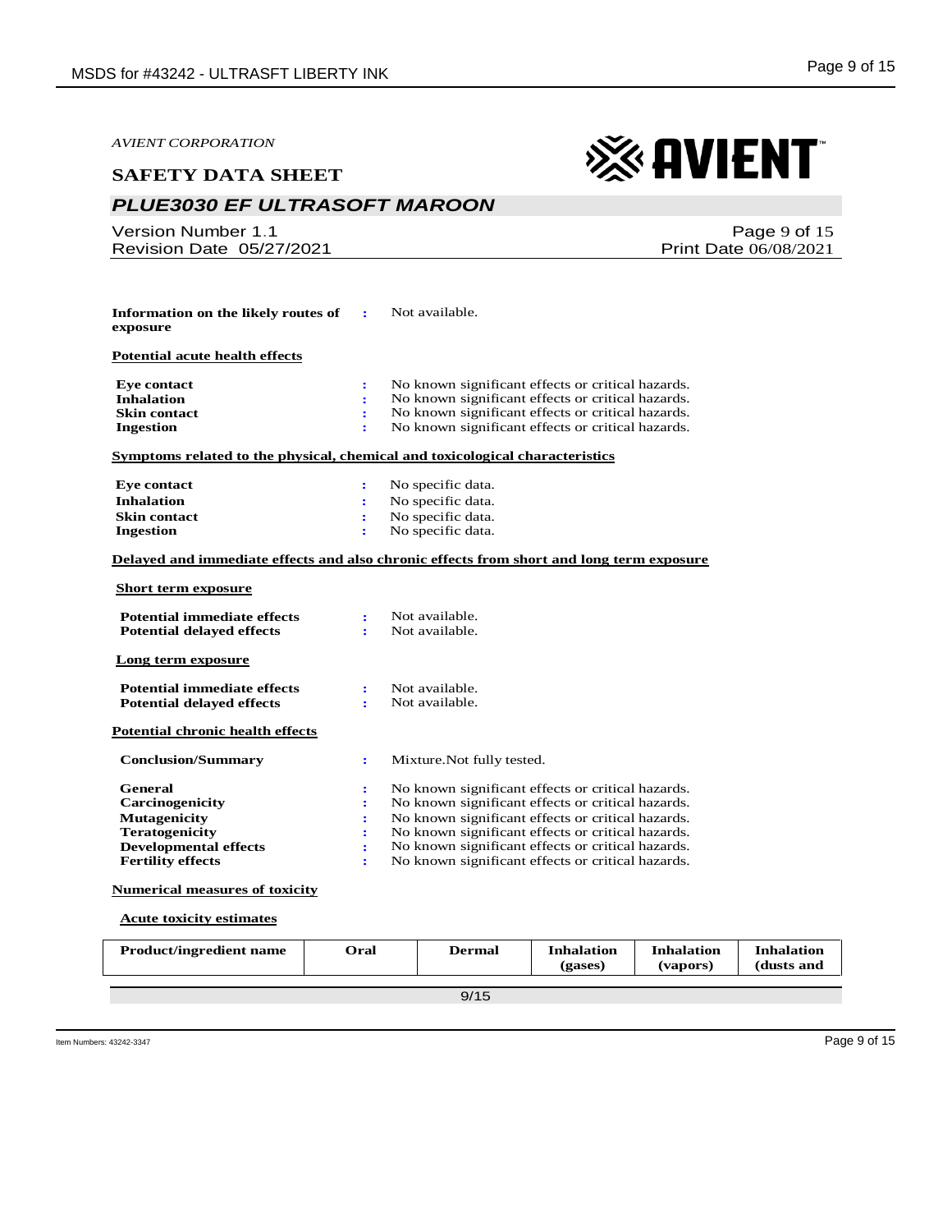**Information on the likely routes of exposure** : Not available.

**Potential acute health effects**

| | |
|---|---|
| **Eye contact** | : No known significant effects or critical hazards. |
| **Inhalation** | : No known significant effects or critical hazards. |
| **Skin contact** | : No known significant effects or critical hazards. |
| **Ingestion** | : No known significant effects or critical hazards. |

**Symptoms related to the physical, chemical and toxicological characteristics**

| | |
|---|---|
| **Eye contact** | : No specific data. |
| **Inhalation** | : No specific data. |
| **Skin contact** | : No specific data. |
| **Ingestion** | : No specific data. |

**Delayed and immediate effects and also chronic effects from short and long term exposure**

**Short term exposure**

| | |
|---|---|
| **Potential immediate effects** | : Not available. |
| **Potential delayed effects** | : Not available. |

**Long term exposure**

| | |
|---|---|
| **Potential immediate effects** | : Not available. |
| **Potential delayed effects** | : Not available. |

**Potential chronic health effects**

| | |
|---|---|
| **Conclusion/Summary** | : Mixture.Not fully tested. |
| **General** | : No known significant effects or critical hazards. |
| **Carcinogenicity** | : No known significant effects or critical hazards. |
| **Mutagenicity** | : No known significant effects or critical hazards. |
| **Teratogenicity** | : No known significant effects or critical hazards. |
| **Developmental effects** | : No known significant effects or critical hazards. |
| **Fertility effects** | : No known significant effects or critical hazards. |

**Numerical measures of toxicity**

**Acute toxicity estimates**

| Product/ingredient name | Oral | Dermal | Inhalation (gases) | Inhalation (vapors) | Inhalation (dusts and |
|---|---|---|---|---|---|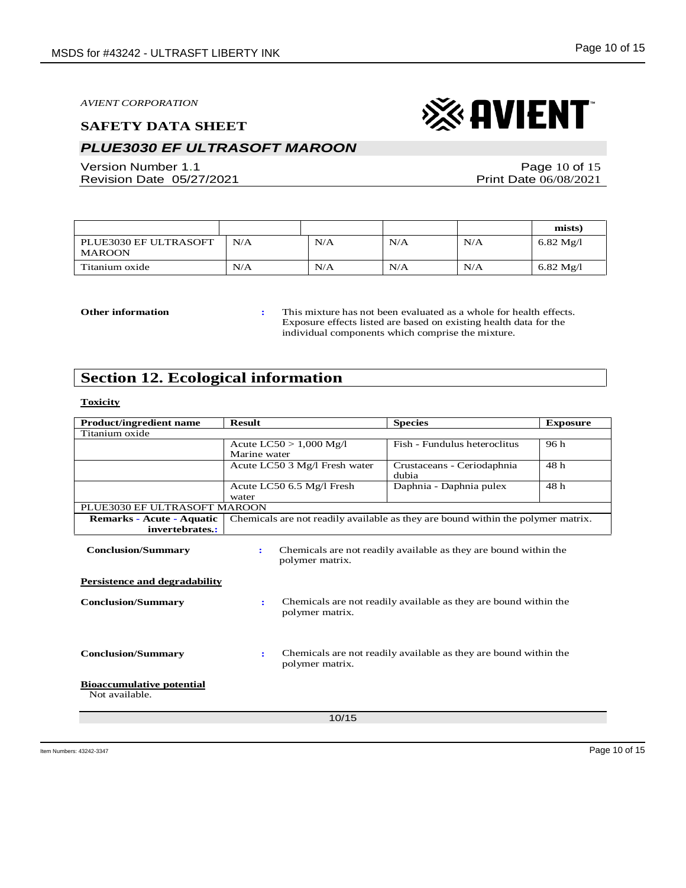AVIENT CORPORATION

**SAFETY DATA SHEET**

## PLUE3030 EF ULTRASOFT MAROON

Version Number 1.1
Revision Date 05/27/2021

Page 10 of 15
Print Date 06/08/2021

| | | | | | |
|---|---|---|---|---|---|
| | | | | | **mists)** |
| PLUE3030 EF ULTRASOFT MAROON | N/A | N/A | N/A | N/A | 6.82 Mg/l |
| Titanium oxide | N/A | N/A | N/A | N/A | 6.82 Mg/l |

**Other information** : This mixture has not been evaluated as a whole for health effects. Exposure effects listed are based on existing health data for the individual components which comprise the mixture.

## Section 12. Ecological information

**Toxicity**

| **Product/ingredient name** | **Result** | **Species** | **Exposure** |
|---|---|---|---|
| Titanium oxide | | | |
| | Acute LC50 > 1,000 Mg/l Marine water | Fish - Fundulus heteroclitus | 96 h |
| | Acute LC50 3 Mg/l Fresh water | Crustaceans - Ceriodaphnia dubia | 48 h |
| | Acute LC50 6.5 Mg/l Fresh water | Daphnia - Daphnia pulex | 48 h |
| PLUE3030 EF ULTRASOFT MAROON | | | |
| **Remarks - Acute - Aquatic invertebrates.:** | Chemicals are not readily available as they are bound within the polymer matrix. | | |

**Conclusion/Summary** : Chemicals are not readily available as they are bound within the polymer matrix.

**Persistence and degradability**

**Conclusion/Summary** : Chemicals are not readily available as they are bound within the polymer matrix.

**Conclusion/Summary** : Chemicals are not readily available as they are bound within the polymer matrix.

**Bioaccumulative potential**

Not available.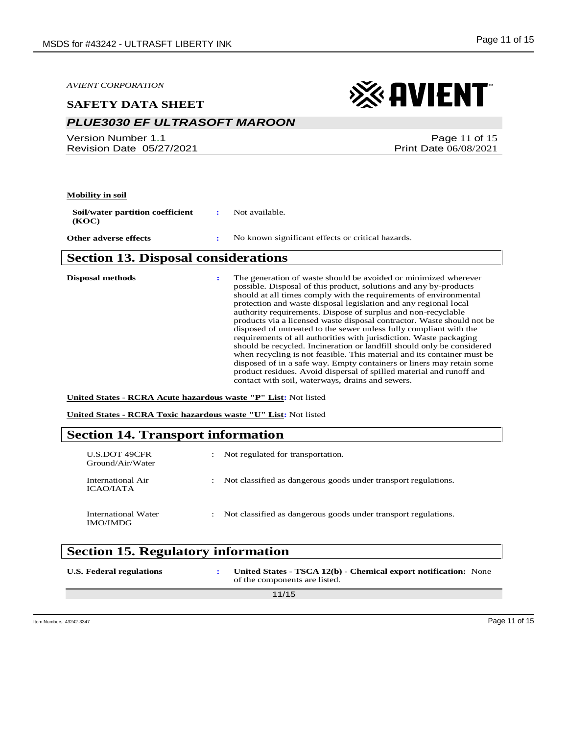**Mobility in soil**

| | | |
|---|---|---|
| **Soil/water partition coefficient (KOC)** | : | Not available. |
| **Other adverse effects** | : | No known significant effects or critical hazards. |

## Section 13. Disposal considerations

| | | |
|---|---|---|
| **Disposal methods** | : | The generation of waste should be avoided or minimized wherever possible. Disposal of this product, solutions and any by-products should at all times comply with the requirements of environmental protection and waste disposal legislation and any regional local authority requirements. Dispose of surplus and non-recyclable products via a licensed waste disposal contractor. Waste should not be disposed of untreated to the sewer unless fully compliant with the requirements of all authorities with jurisdiction. Waste packaging should be recycled. Incineration or landfill should only be considered when recycling is not feasible. This material and its container must be disposed of in a safe way. Empty containers or liners may retain some product residues. Avoid dispersal of spilled material and runoff and contact with soil, waterways, drains and sewers. |

**United States - RCRA Acute hazardous waste "P" List:** Not listed

**United States - RCRA Toxic hazardous waste "U" List:** Not listed

## Section 14. Transport information

| | | |
|---|---|---|
| U.S.DOT 49CFR Ground/Air/Water | : | Not regulated for transportation. |
| International Air ICAO/IATA | : | Not classified as dangerous goods under transport regulations. |
| International Water IMO/IMDG | : | Not classified as dangerous goods under transport regulations. |

## Section 15. Regulatory information

| | | |
|---|---|---|
| **U.S. Federal regulations** | : | **United States - TSCA 12(b) - Chemical export notification:** None of the components are listed. |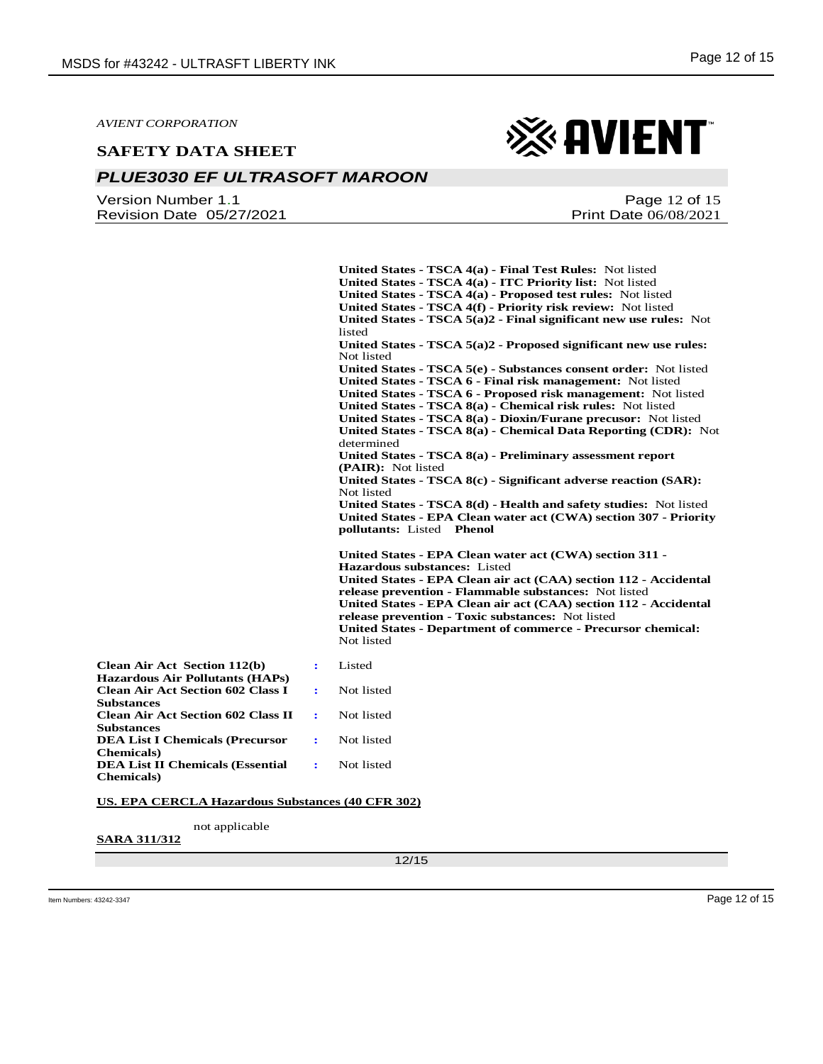**United States - TSCA 4(a) - Final Test Rules:** Not listed
**United States - TSCA 4(a) - ITC Priority list:** Not listed
**United States - TSCA 4(a) - Proposed test rules:** Not listed
**United States - TSCA 4(f) - Priority risk review:** Not listed
**United States - TSCA 5(a)2 - Final significant new use rules:** Not listed
**United States - TSCA 5(a)2 - Proposed significant new use rules:** Not listed
**United States - TSCA 5(e) - Substances consent order:** Not listed
**United States - TSCA 6 - Final risk management:** Not listed
**United States - TSCA 6 - Proposed risk management:** Not listed
**United States - TSCA 8(a) - Chemical risk rules:** Not listed
**United States - TSCA 8(a) - Dioxin/Furane precusor:** Not listed
**United States - TSCA 8(a) - Chemical Data Reporting (CDR):** Not determined
**United States - TSCA 8(a) - Preliminary assessment report (PAIR):** Not listed
**United States - TSCA 8(c) - Significant adverse reaction (SAR):** Not listed
**United States - TSCA 8(d) - Health and safety studies:** Not listed
**United States - EPA Clean water act (CWA) section 307 - Priority pollutants:** Listed **Phenol**

**United States - EPA Clean water act (CWA) section 311 - Hazardous substances:** Listed
**United States - EPA Clean air act (CAA) section 112 - Accidental release prevention - Flammable substances:** Not listed
**United States - EPA Clean air act (CAA) section 112 - Accidental release prevention - Toxic substances:** Not listed
**United States - Department of commerce - Precursor chemical:** Not listed

| | | |
|---|---|---|
| **Clean Air Act Section 112(b) Hazardous Air Pollutants (HAPs)** | : | Listed |
| **Clean Air Act Section 602 Class I Substances** | : | Not listed |
| **Clean Air Act Section 602 Class II Substances** | : | Not listed |
| **DEA List I Chemicals (Precursor Chemicals)** | : | Not listed |
| **DEA List II Chemicals (Essential Chemicals)** | : | Not listed |

**US. EPA CERCLA Hazardous Substances (40 CFR 302)**

not applicable

**SARA 311/312**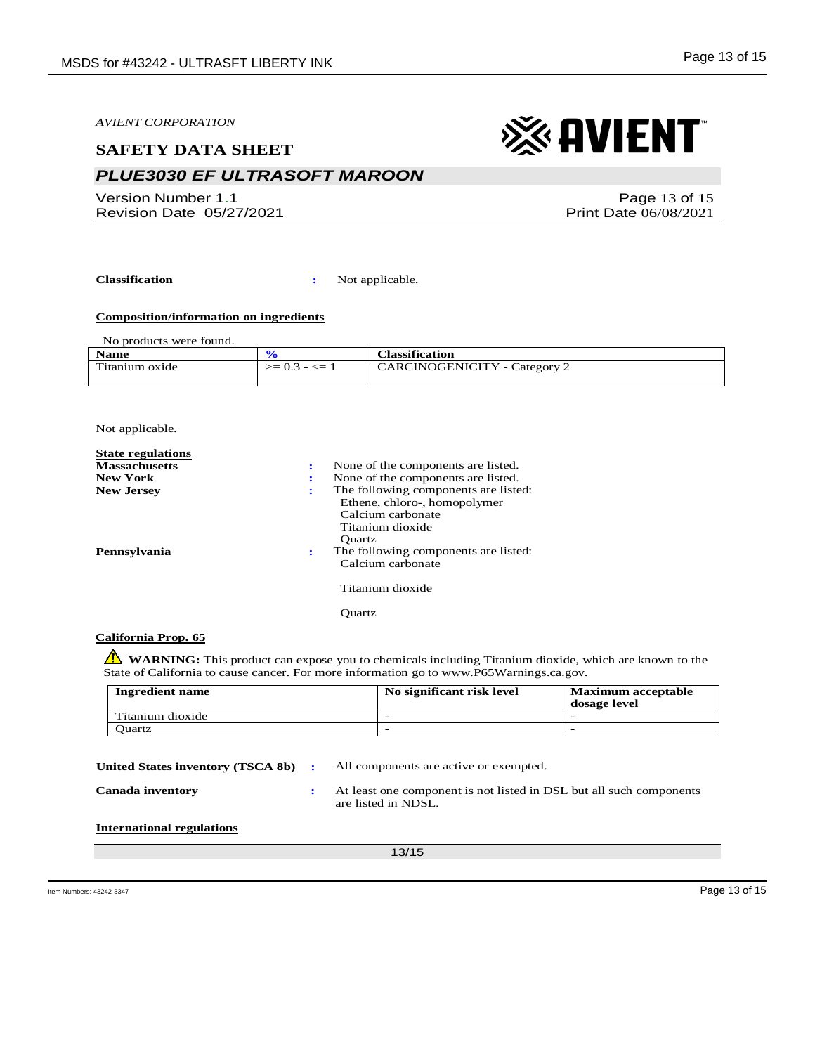**Classification** : Not applicable.

**Composition/information on ingredients**

No products were found.

| Name | % | Classification |
|---|---|---|
| Titanium oxide | >= 0.3 - <= 1 | CARCINOGENICITY - Category 2 |

Not applicable.

**State regulations**

**Massachusetts** : None of the components are listed.

**New York** : None of the components are listed.

**New Jersey** : The following components are listed:
Ethene, chloro-, homopolymer
Calcium carbonate
Titanium dioxide
Quartz

**Pennsylvania** : The following components are listed:
Calcium carbonate

Titanium dioxide

Quartz

**California Prop. 65**

⚠ **WARNING:** This product can expose you to chemicals including Titanium dioxide, which are known to the State of California to cause cancer. For more information go to www.P65Warnings.ca.gov.

| Ingredient name | No significant risk level | Maximum acceptable dosage level |
|---|---|---|
| Titanium dioxide | - | - |
| Quartz | - | - |

**United States inventory (TSCA 8b)** : All components are active or exempted.

**Canada inventory** : At least one component is not listed in DSL but all such components are listed in NDSL.

**International regulations**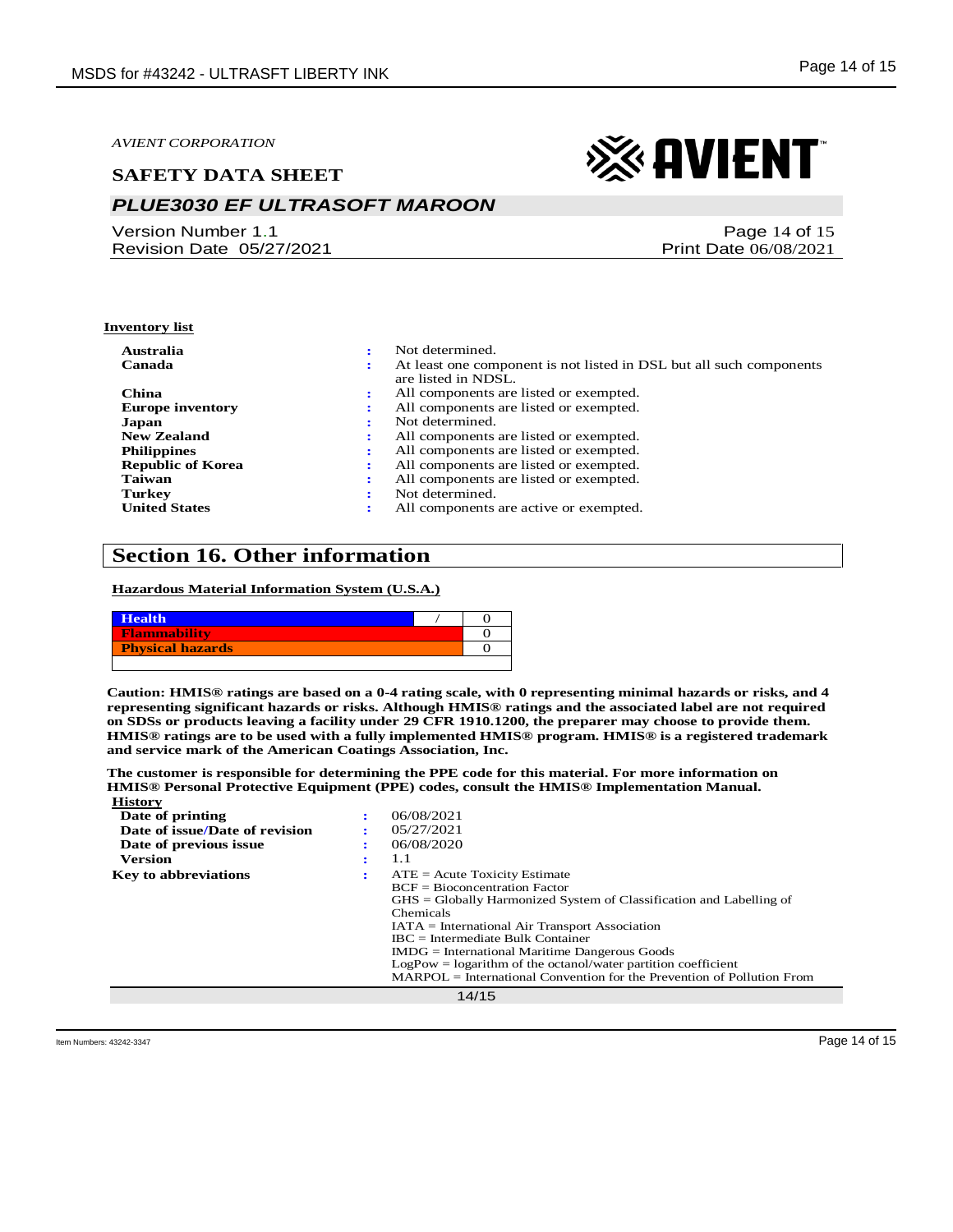*AVIENT CORPORATION*

**SAFETY DATA SHEET**

## *PLUE3030 EF ULTRASOFT MAROON*

Version Number 1.1
Revision Date 05/27/2021

Print Date 06/08/2021

**Inventory list**

| | | |
|---|---|---|
| **Australia** | : | Not determined. |
| **Canada** | : | At least one component is not listed in DSL but all such components are listed in NDSL. |
| **China** | : | All components are listed or exempted. |
| **Europe inventory** | : | All components are listed or exempted. |
| **Japan** | : | Not determined. |
| **New Zealand** | : | All components are listed or exempted. |
| **Philippines** | : | All components are listed or exempted. |
| **Republic of Korea** | : | All components are listed or exempted. |
| **Taiwan** | : | All components are listed or exempted. |
| **Turkey** | : | Not determined. |
| **United States** | : | All components are active or exempted. |

## Section 16. Other information

**Hazardous Material Information System (U.S.A.)**

| | | |
|---|---|---|
| **Health** | / | 0 |
| **Flammability** | | 0 |
| **Physical hazards** | | 0 |
| | | |

**Caution: HMIS® ratings are based on a 0-4 rating scale, with 0 representing minimal hazards or risks, and 4 representing significant hazards or risks. Although HMIS® ratings and the associated label are not required on SDSs or products leaving a facility under 29 CFR 1910.1200, the preparer may choose to provide them. HMIS® ratings are to be used with a fully implemented HMIS® program. HMIS® is a registered trademark and service mark of the American Coatings Association, Inc.**

**The customer is responsible for determining the PPE code for this material. For more information on HMIS® Personal Protective Equipment (PPE) codes, consult the HMIS® Implementation Manual.**

**History**

| | | |
|---|---|---|
| **Date of printing** | : | 06/08/2021 |
| **Date of issue/Date of revision** | : | 05/27/2021 |
| **Date of previous issue** | : | 06/08/2020 |
| **Version** | : | 1.1 |
| **Key to abbreviations** | : | ATE = Acute Toxicity Estimate<br>BCF = Bioconcentration Factor<br>GHS = Globally Harmonized System of Classification and Labelling of Chemicals<br>IATA = International Air Transport Association<br>IBC = Intermediate Bulk Container<br>IMDG = International Maritime Dangerous Goods<br>LogPow = logarithm of the octanol/water partition coefficient<br>MARPOL = International Convention for the Prevention of Pollution From |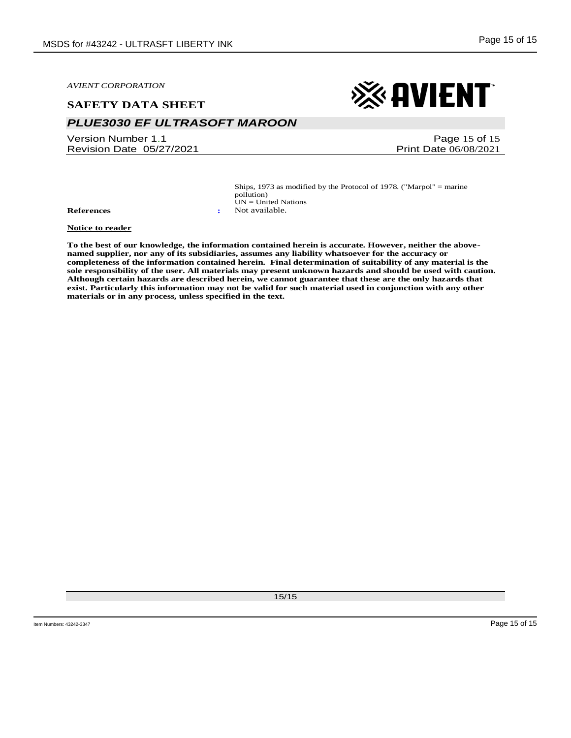Ships, 1973 as modified by the Protocol of 1978. ("Marpol" = marine pollution)
UN = United Nations

**References** : Not available.

**Notice to reader**

**To the best of our knowledge, the information contained herein is accurate. However, neither the above-named supplier, nor any of its subsidiaries, assumes any liability whatsoever for the accuracy or completeness of the information contained herein. Final determination of suitability of any material is the sole responsibility of the user. All materials may present unknown hazards and should be used with caution. Although certain hazards are described herein, we cannot guarantee that these are the only hazards that exist. Particularly this information may not be valid for such material used in conjunction with any other materials or in any process, unless specified in the text.**